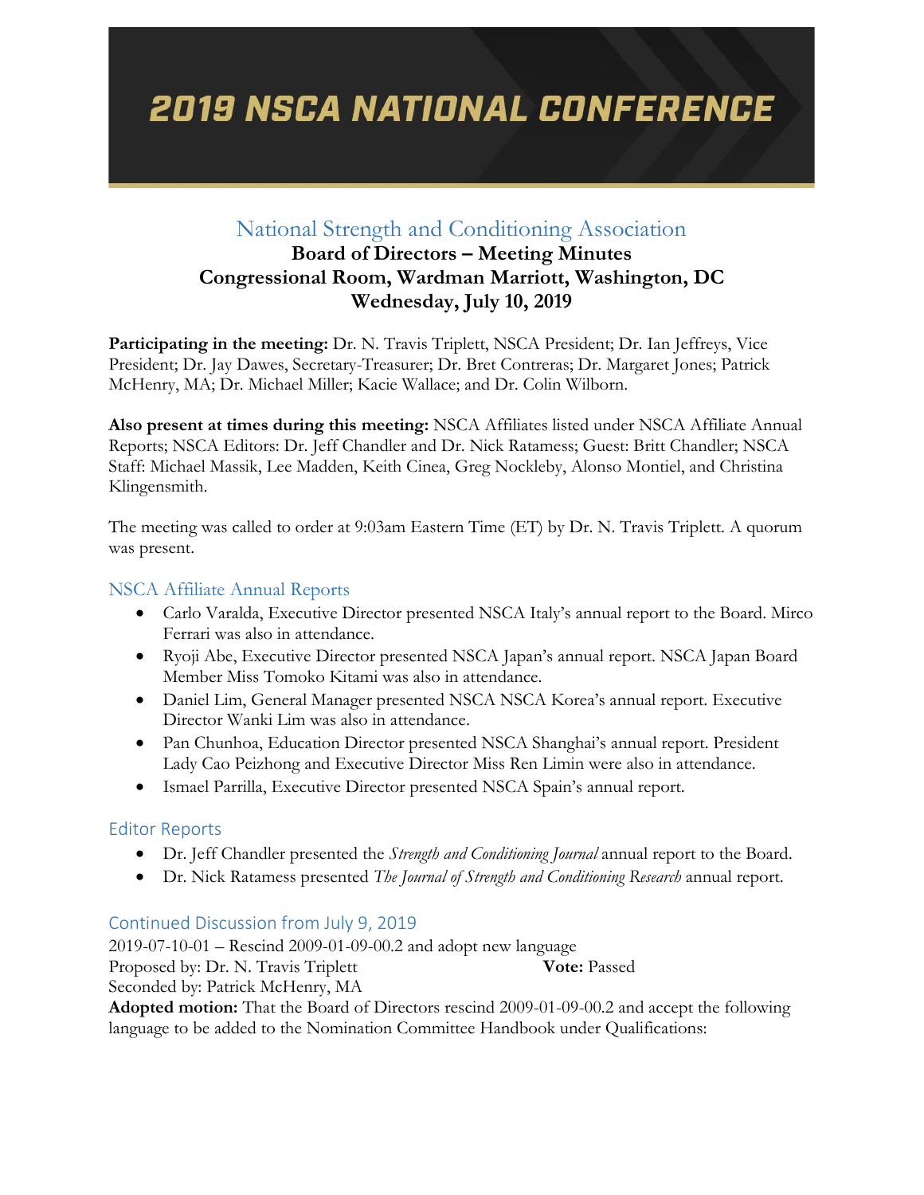# 2019 NSCA NATIONAL CONFERENCE

## National Strength and Conditioning Association

**Board of Directors – Meeting Minutes**
**Congressional Room, Wardman Marriott, Washington, DC**
**Wednesday, July 10, 2019**

**Participating in the meeting:** Dr. N. Travis Triplett, NSCA President; Dr. Ian Jeffreys, Vice President; Dr. Jay Dawes, Secretary-Treasurer; Dr. Bret Contreras; Dr. Margaret Jones; Patrick McHenry, MA; Dr. Michael Miller; Kacie Wallace; and Dr. Colin Wilborn.

**Also present at times during this meeting:** NSCA Affiliates listed under NSCA Affiliate Annual Reports; NSCA Editors: Dr. Jeff Chandler and Dr. Nick Ratamess; Guest: Britt Chandler; NSCA Staff: Michael Massik, Lee Madden, Keith Cinea, Greg Nockleby, Alonso Montiel, and Christina Klingensmith.

The meeting was called to order at 9:03am Eastern Time (ET) by Dr. N. Travis Triplett. A quorum was present.

### NSCA Affiliate Annual Reports

- Carlo Varalda, Executive Director presented NSCA Italy's annual report to the Board. Mirco Ferrari was also in attendance.
- Ryoji Abe, Executive Director presented NSCA Japan's annual report. NSCA Japan Board Member Miss Tomoko Kitami was also in attendance.
- Daniel Lim, General Manager presented NSCA NSCA Korea's annual report. Executive Director Wanki Lim was also in attendance.
- Pan Chunhoa, Education Director presented NSCA Shanghai's annual report. President Lady Cao Peizhong and Executive Director Miss Ren Limin were also in attendance.
- Ismael Parrilla, Executive Director presented NSCA Spain's annual report.

### Editor Reports

- Dr. Jeff Chandler presented the *Strength and Conditioning Journal* annual report to the Board.
- Dr. Nick Ratamess presented *The Journal of Strength and Conditioning Research* annual report.

### Continued Discussion from July 9, 2019

2019-07-10-01 – Rescind 2009-01-09-00.2 and adopt new language
Proposed by: Dr. N. Travis Triplett **Vote:** Passed
Seconded by: Patrick McHenry, MA
**Adopted motion:** That the Board of Directors rescind 2009-01-09-00.2 and accept the following language to be added to the Nomination Committee Handbook under Qualifications: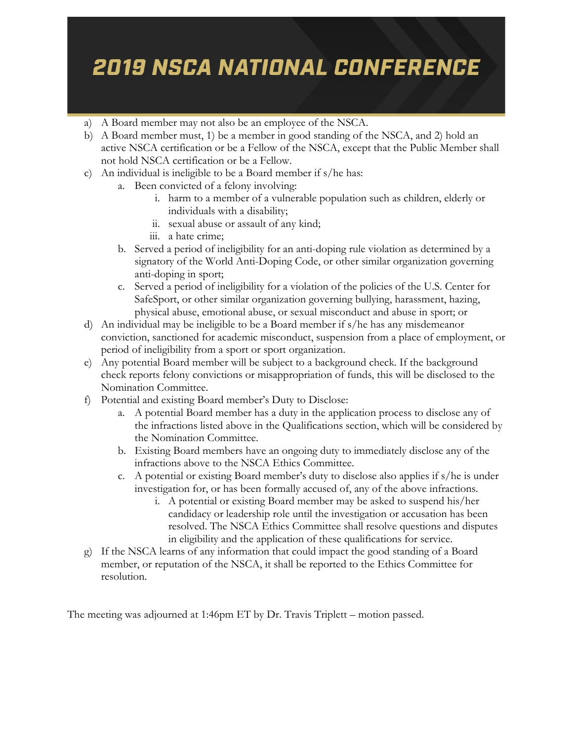a) A Board member may not also be an employee of the NSCA.

b) A Board member must, 1) be a member in good standing of the NSCA, and 2) hold an active NSCA certification or be a Fellow of the NSCA, except that the Public Member shall not hold NSCA certification or be a Fellow.

c) An individual is ineligible to be a Board member if s/he has:

   a. Been convicted of a felony involving:

      i. harm to a member of a vulnerable population such as children, elderly or individuals with a disability;

      ii. sexual abuse or assault of any kind;

      iii. a hate crime;

   b. Served a period of ineligibility for an anti-doping rule violation as determined by a signatory of the World Anti-Doping Code, or other similar organization governing anti-doping in sport;

   c. Served a period of ineligibility for a violation of the policies of the U.S. Center for SafeSport, or other similar organization governing bullying, harassment, hazing, physical abuse, emotional abuse, or sexual misconduct and abuse in sport; or

d) An individual may be ineligible to be a Board member if s/he has any misdemeanor conviction, sanctioned for academic misconduct, suspension from a place of employment, or period of ineligibility from a sport or sport organization.

e) Any potential Board member will be subject to a background check. If the background check reports felony convictions or misappropriation of funds, this will be disclosed to the Nomination Committee.

f) Potential and existing Board member's Duty to Disclose:

   a. A potential Board member has a duty in the application process to disclose any of the infractions listed above in the Qualifications section, which will be considered by the Nomination Committee.

   b. Existing Board members have an ongoing duty to immediately disclose any of the infractions above to the NSCA Ethics Committee.

   c. A potential or existing Board member's duty to disclose also applies if s/he is under investigation for, or has been formally accused of, any of the above infractions.

      i. A potential or existing Board member may be asked to suspend his/her candidacy or leadership role until the investigation or accusation has been resolved. The NSCA Ethics Committee shall resolve questions and disputes in eligibility and the application of these qualifications for service.

g) If the NSCA learns of any information that could impact the good standing of a Board member, or reputation of the NSCA, it shall be reported to the Ethics Committee for resolution.

The meeting was adjourned at 1:46pm ET by Dr. Travis Triplett – motion passed.